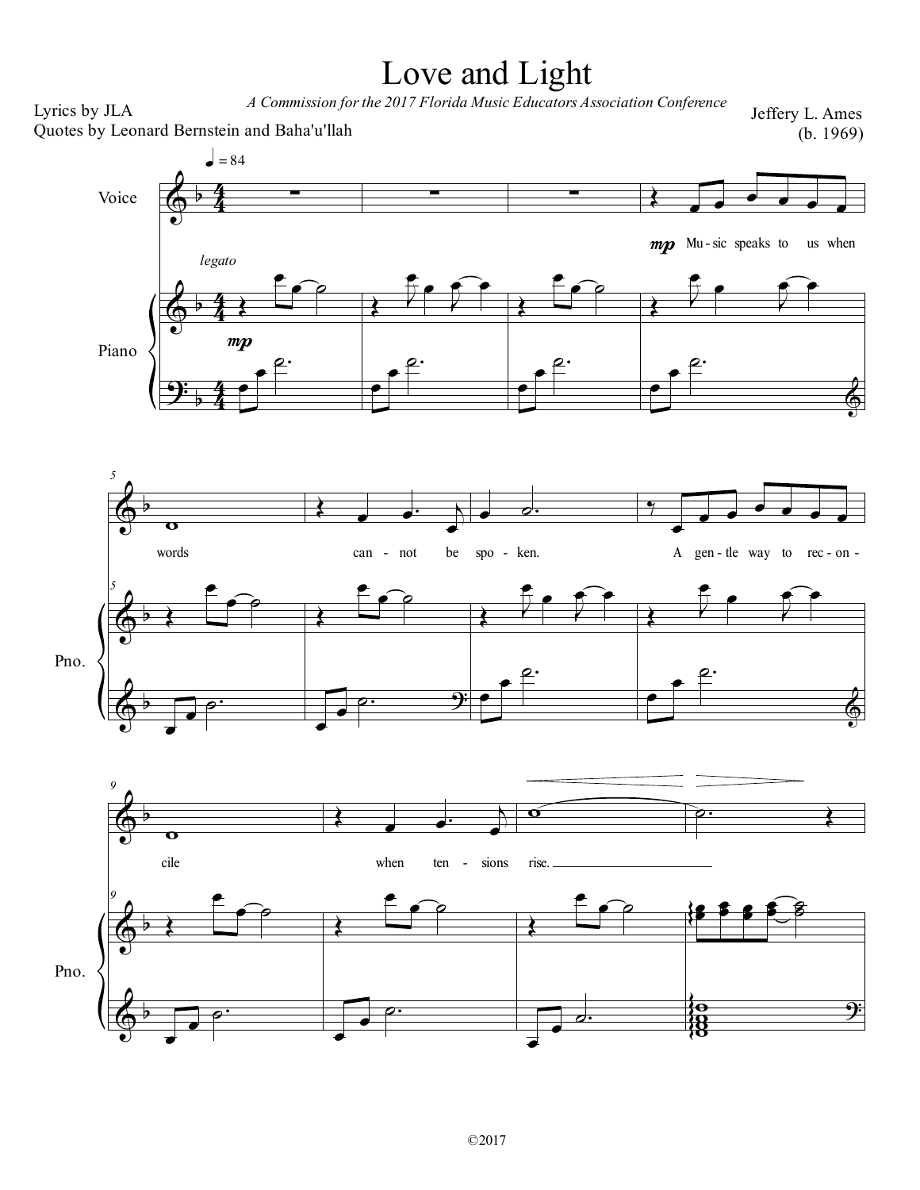# Love and Light

*A Commission for the 2017 Florida Music Educators Association Conference*

Lyrics by JLA
Quotes by Leonard Bernstein and Baha'u'llah

Jeffery L. Ames
(b. 1969)

♩ = 84

Voice

*legato*

Piano

*mp*

*mp* Mu - sic speaks to us when words can - not be spo - ken. A gen - tle way to rec - on - cile when ten - sions rise.

©2017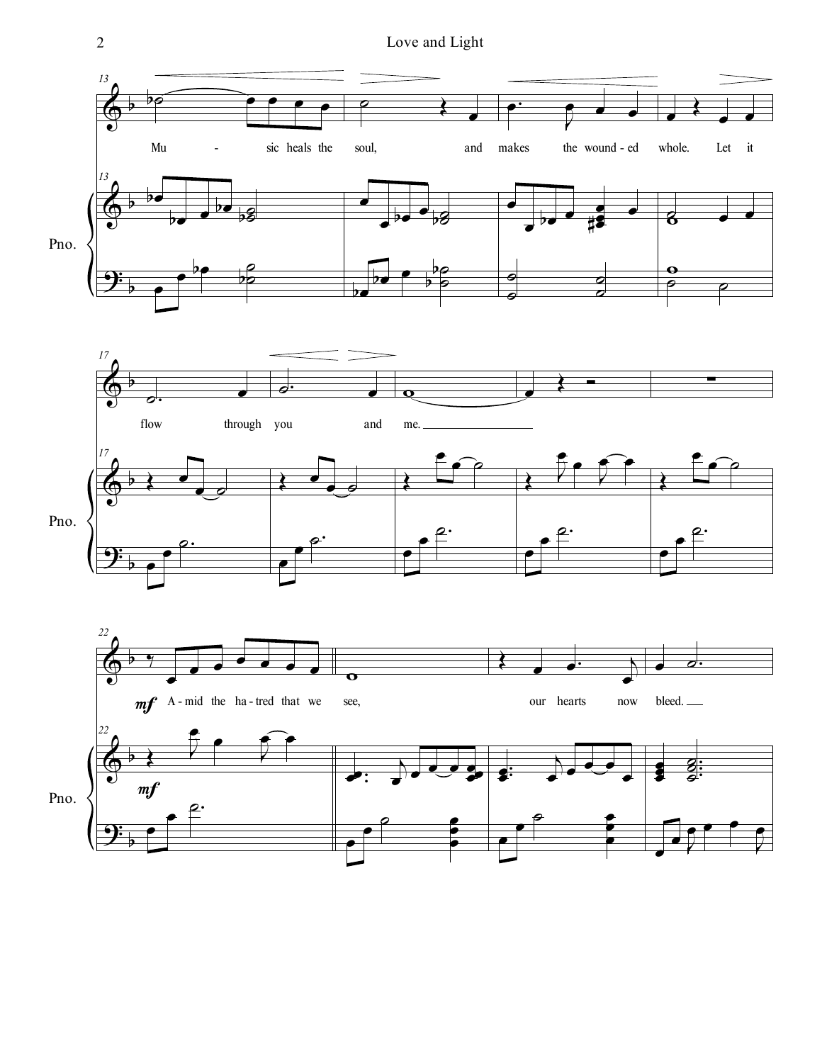Mu - sic heals the soul, and makes the wound - ed whole. Let it

flow through you and me.

*mf* A - mid the ha - tred that we see, our hearts now bleed.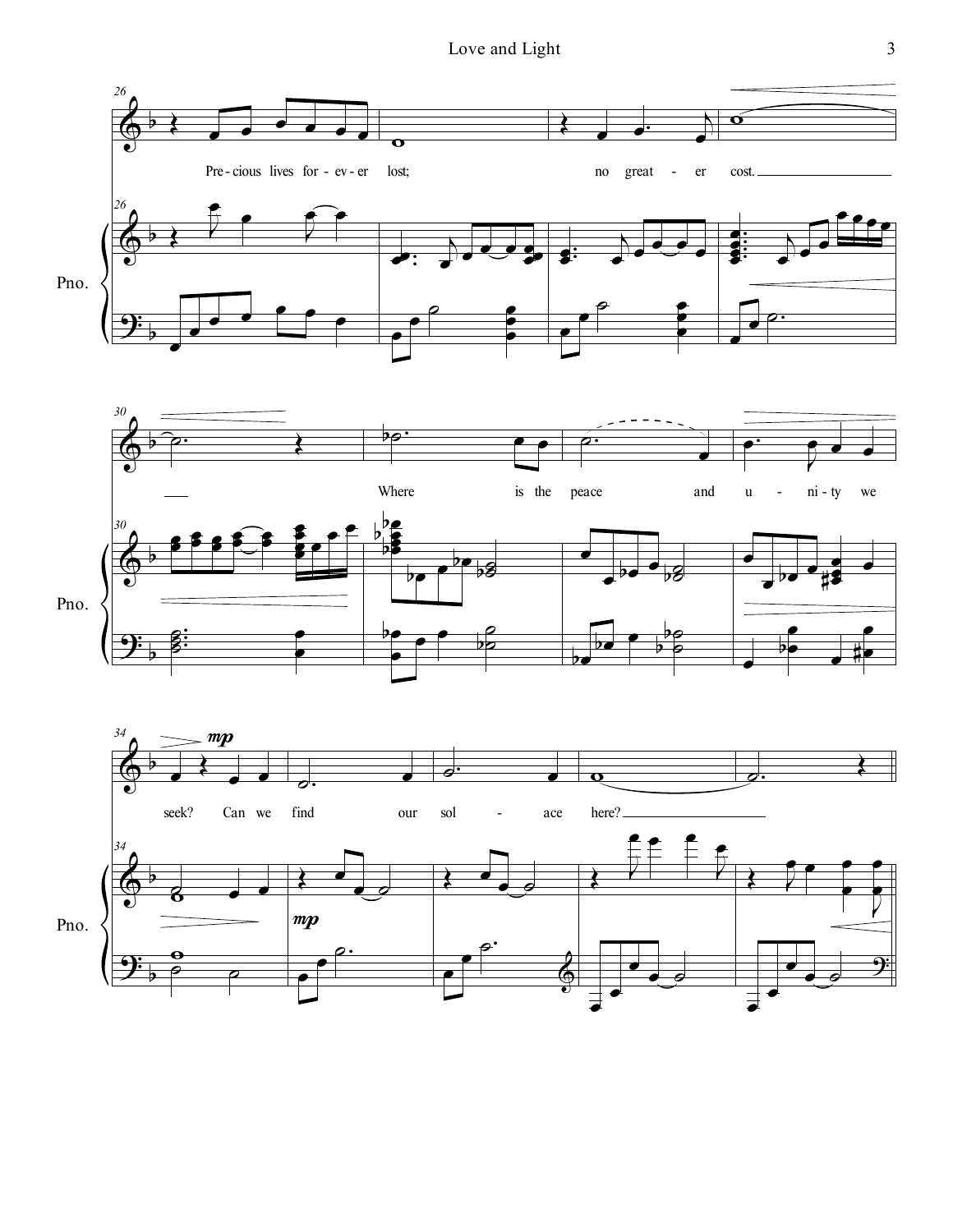Pre-cious lives for-ev-er lost; no great-er cost.

Where is the peace and u-ni-ty we seek? Can we find our sol-ace here?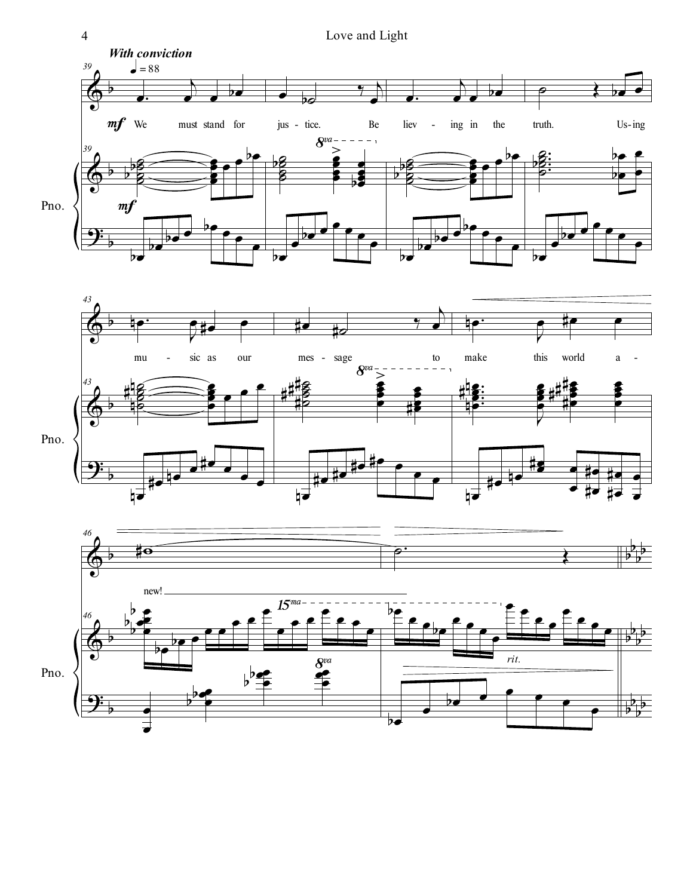***With conviction***

♩ = 88

*mf* We must stand for justice. Believing in the truth. Using music as our message to make this world anew!

Pno.

*rit.*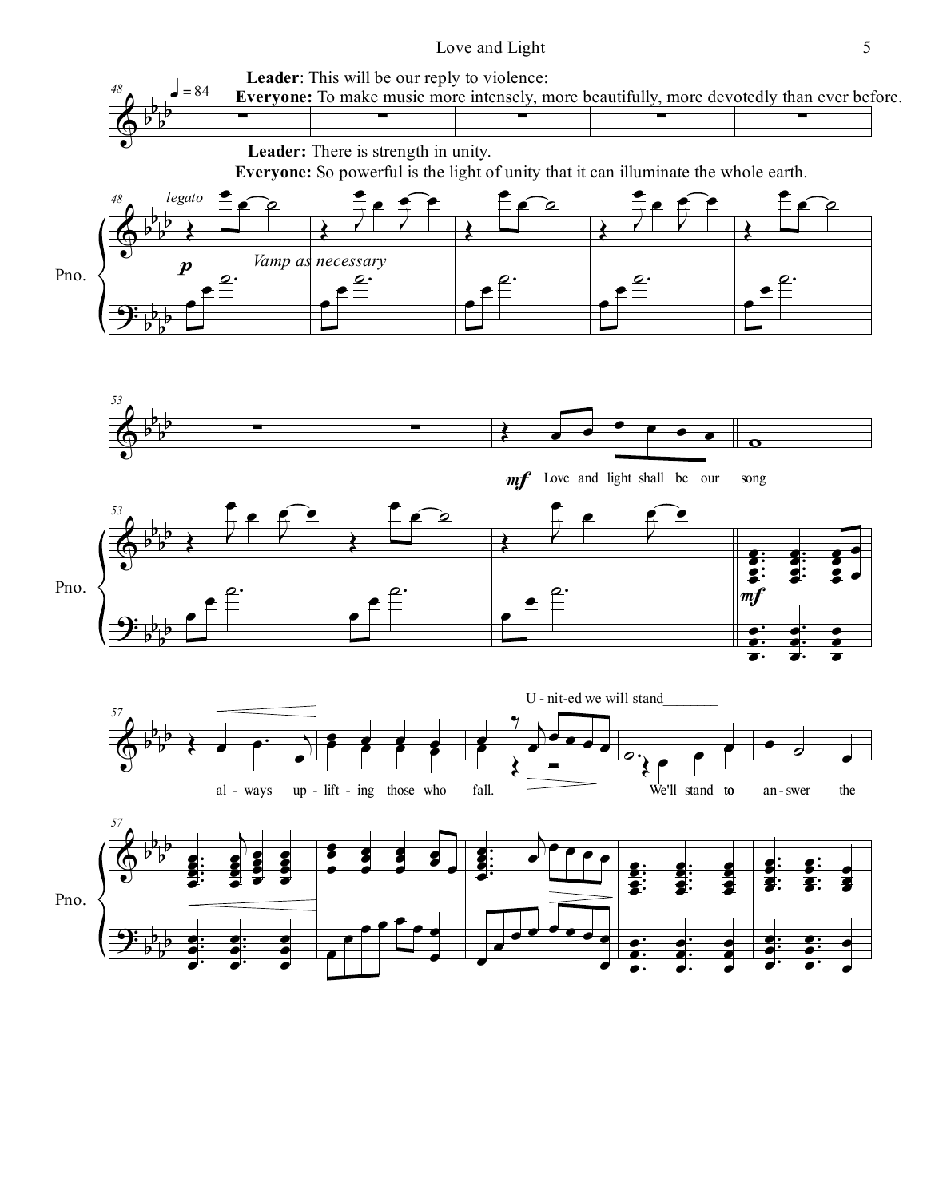**Leader**: This will be our reply to violence:

**Everyone:** To make music more intensely, more beautifully, more devotedly than ever before.

**Leader:** There is strength in unity.

**Everyone:** So powerful is the light of unity that it can illuminate the whole earth.

Love and light shall be our song

al - ways up - lift - ing those who fall.

U - nit-ed we will stand

We'll stand to an - swer the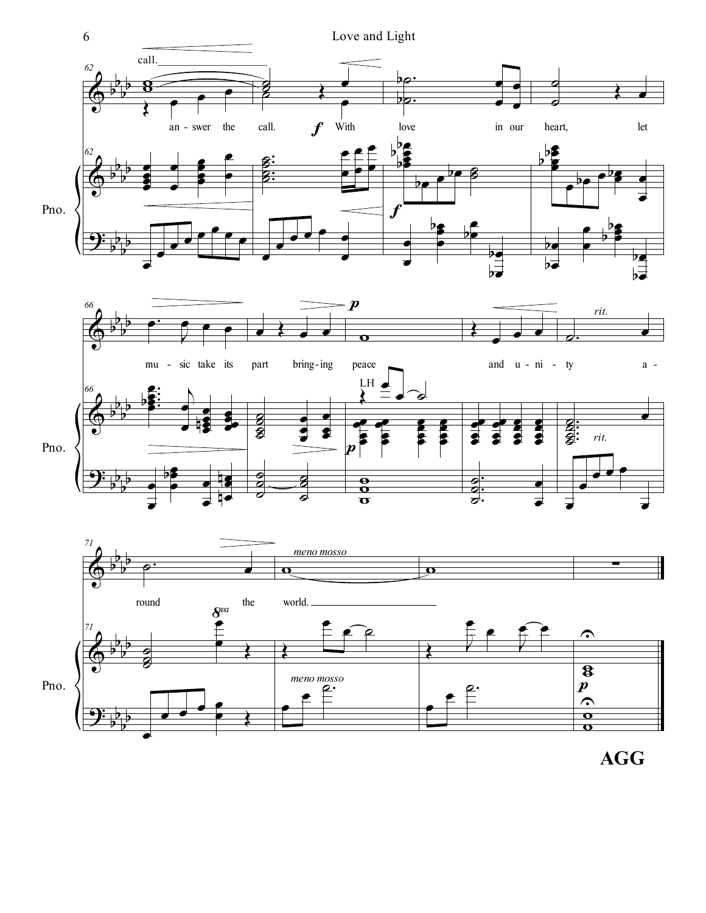call.

answer the call. With love in our heart, let

mu - sic take its part bring - ing peace and u - ni - ty a -

round the world.

**AGG**